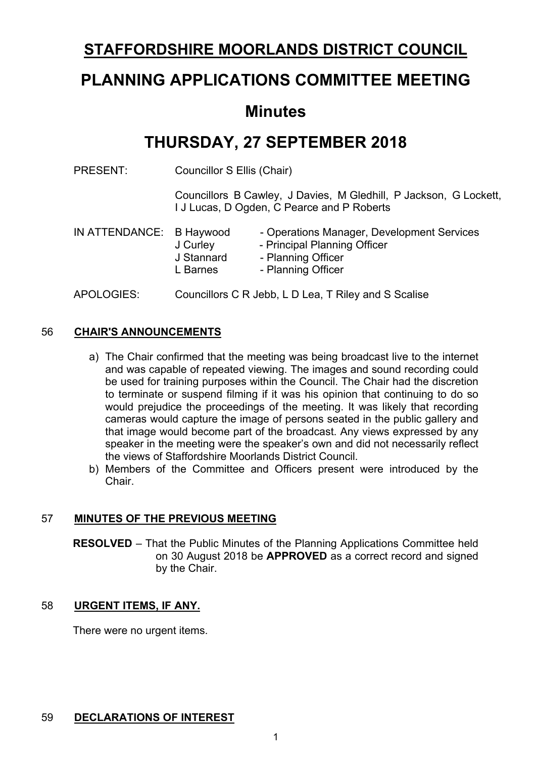# STAFFORDSHIRE MOORLANDS DISTRICT COUNCIL

# PLANNING APPLICATIONS COMMITTEE MEETING

## Minutes

## THURSDAY, 27 SEPTEMBER 2018

PRESENT: Councillor S Ellis (Chair)

Councillors B Cawley, J Davies, M Gledhill, P Jackson, G Lockett, I J Lucas, D Ogden, C Pearce and P Roberts

IN ATTENDANCE:

| | |
|---|---|
| B Haywood | - Operations Manager, Development Services |
| J Curley | - Principal Planning Officer |
| J Stannard | - Planning Officer |
| L Barnes | - Planning Officer |

APOLOGIES: Councillors C R Jebb, L D Lea, T Riley and S Scalise

### 56 CHAIR'S ANNOUNCEMENTS

a) The Chair confirmed that the meeting was being broadcast live to the internet and was capable of repeated viewing. The images and sound recording could be used for training purposes within the Council. The Chair had the discretion to terminate or suspend filming if it was his opinion that continuing to do so would prejudice the proceedings of the meeting. It was likely that recording cameras would capture the image of persons seated in the public gallery and that image would become part of the broadcast. Any views expressed by any speaker in the meeting were the speaker's own and did not necessarily reflect the views of Staffordshire Moorlands District Council.

b) Members of the Committee and Officers present were introduced by the Chair.

### 57 MINUTES OF THE PREVIOUS MEETING

**RESOLVED** – That the Public Minutes of the Planning Applications Committee held on 30 August 2018 be **APPROVED** as a correct record and signed by the Chair.

### 58 URGENT ITEMS, IF ANY.

There were no urgent items.

### 59 DECLARATIONS OF INTEREST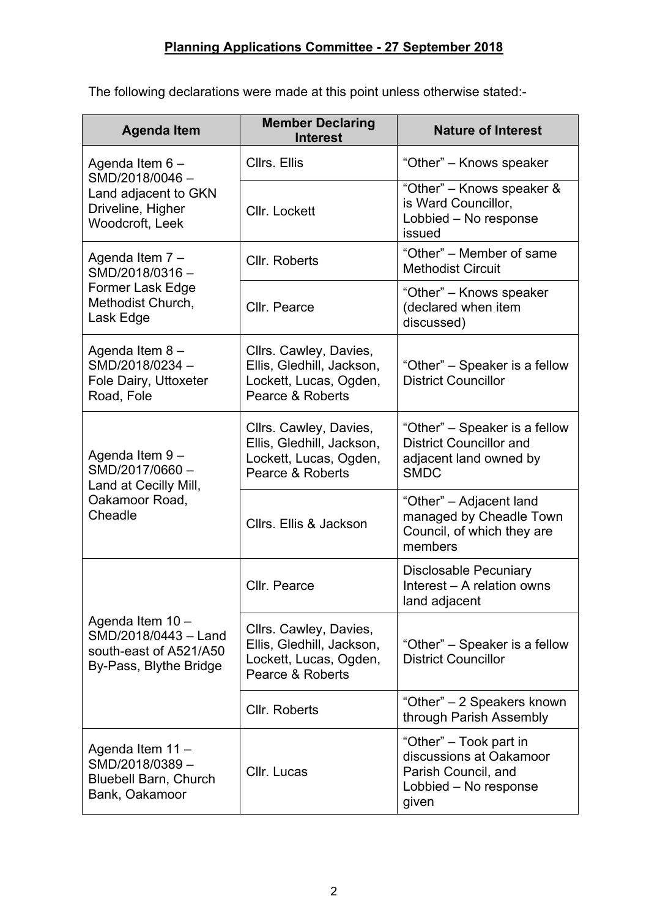**Planning Applications Committee - 27 September 2018**

The following declarations were made at this point unless otherwise stated:-

| Agenda Item | Member Declaring Interest | Nature of Interest |
|---|---|---|
| Agenda Item 6 – SMD/2018/0046 – Land adjacent to GKN Driveline, Higher Woodcroft, Leek | Cllrs. Ellis | "Other" – Knows speaker |
| | Cllr. Lockett | "Other" – Knows speaker & is Ward Councillor, Lobbied – No response issued |
| Agenda Item 7 – SMD/2018/0316 – Former Lask Edge Methodist Church, Lask Edge | Cllr. Roberts | "Other" – Member of same Methodist Circuit |
| | Cllr. Pearce | "Other" – Knows speaker (declared when item discussed) |
| Agenda Item 8 – SMD/2018/0234 – Fole Dairy, Uttoxeter Road, Fole | Cllrs. Cawley, Davies, Ellis, Gledhill, Jackson, Lockett, Lucas, Ogden, Pearce & Roberts | "Other" – Speaker is a fellow District Councillor |
| Agenda Item 9 – SMD/2017/0660 – Land at Cecilly Mill, Oakamoor Road, Cheadle | Cllrs. Cawley, Davies, Ellis, Gledhill, Jackson, Lockett, Lucas, Ogden, Pearce & Roberts | "Other" – Speaker is a fellow District Councillor and adjacent land owned by SMDC |
| | Cllrs. Ellis & Jackson | "Other" – Adjacent land managed by Cheadle Town Council, of which they are members |
| Agenda Item 10 – SMD/2018/0443 – Land south-east of A521/A50 By-Pass, Blythe Bridge | Cllr. Pearce | Disclosable Pecuniary Interest – A relation owns land adjacent |
| | Cllrs. Cawley, Davies, Ellis, Gledhill, Jackson, Lockett, Lucas, Ogden, Pearce & Roberts | "Other" – Speaker is a fellow District Councillor |
| | Cllr. Roberts | "Other" – 2 Speakers known through Parish Assembly |
| Agenda Item 11 – SMD/2018/0389 – Bluebell Barn, Church Bank, Oakamoor | Cllr. Lucas | "Other" – Took part in discussions at Oakamoor Parish Council, and Lobbied – No response given |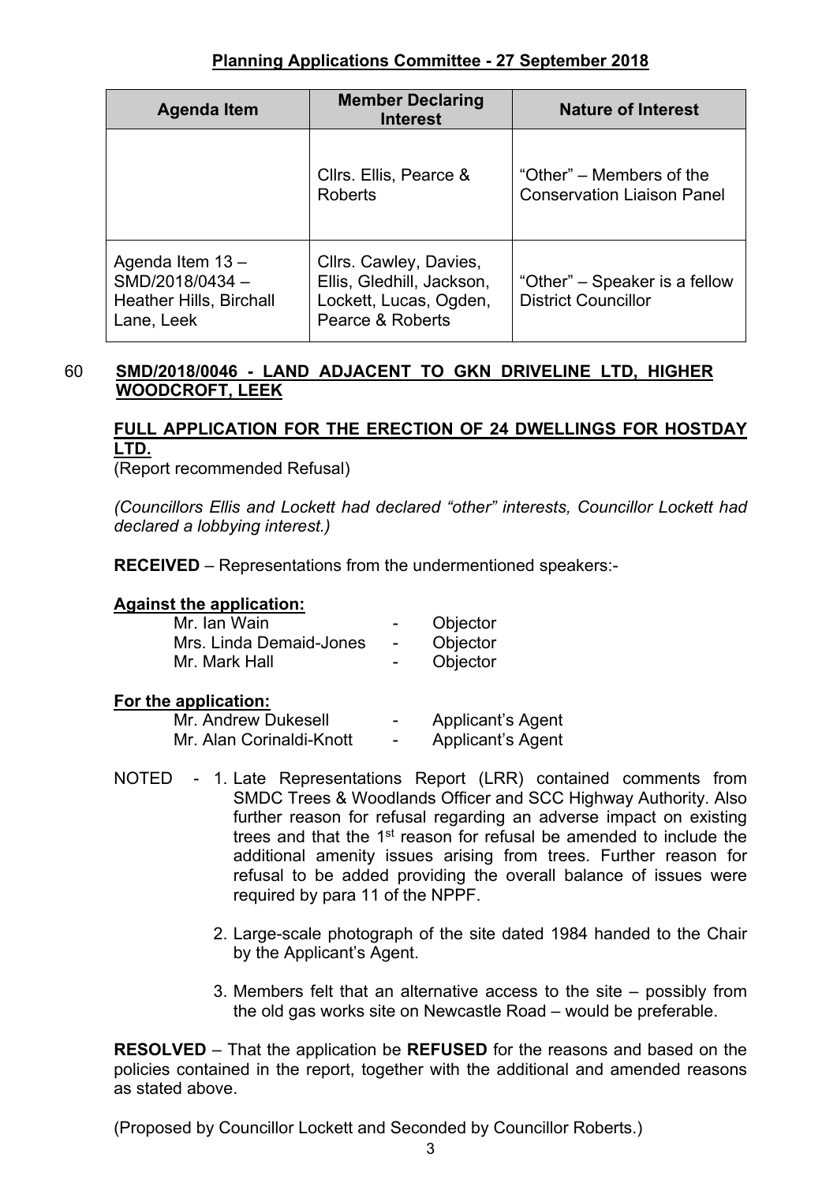## Planning Applications Committee - 27 September 2018

| Agenda Item | Member Declaring Interest | Nature of Interest |
|---|---|---|
| | Cllrs. Ellis, Pearce & Roberts | “Other” – Members of the Conservation Liaison Panel |
| Agenda Item 13 – SMD/2018/0434 – Heather Hills, Birchall Lane, Leek | Cllrs. Cawley, Davies, Ellis, Gledhill, Jackson, Lockett, Lucas, Ogden, Pearce & Roberts | “Other” – Speaker is a fellow District Councillor |

60 **SMD/2018/0046 - LAND ADJACENT TO GKN DRIVELINE LTD, HIGHER WOODCROFT, LEEK**

**FULL APPLICATION FOR THE ERECTION OF 24 DWELLINGS FOR HOSTDAY LTD.**

(Report recommended Refusal)

*(Councillors Ellis and Lockett had declared “other” interests, Councillor Lockett had declared a lobbying interest.)*

**RECEIVED** – Representations from the undermentioned speakers:-

**Against the application:**

| | | |
|---|---|---|
| Mr. Ian Wain | - | Objector |
| Mrs. Linda Demaid-Jones | - | Objector |
| Mr. Mark Hall | - | Objector |

**For the application:**

| | | |
|---|---|---|
| Mr. Andrew Dukesell | - | Applicant’s Agent |
| Mr. Alan Corinaldi-Knott | - | Applicant’s Agent |

NOTED -

1. Late Representations Report (LRR) contained comments from SMDC Trees & Woodlands Officer and SCC Highway Authority. Also further reason for refusal regarding an adverse impact on existing trees and that the 1st reason for refusal be amended to include the additional amenity issues arising from trees. Further reason for refusal to be added providing the overall balance of issues were required by para 11 of the NPPF.
2. Large-scale photograph of the site dated 1984 handed to the Chair by the Applicant’s Agent.
3. Members felt that an alternative access to the site – possibly from the old gas works site on Newcastle Road – would be preferable.

**RESOLVED** – That the application be **REFUSED** for the reasons and based on the policies contained in the report, together with the additional and amended reasons as stated above.

(Proposed by Councillor Lockett and Seconded by Councillor Roberts.)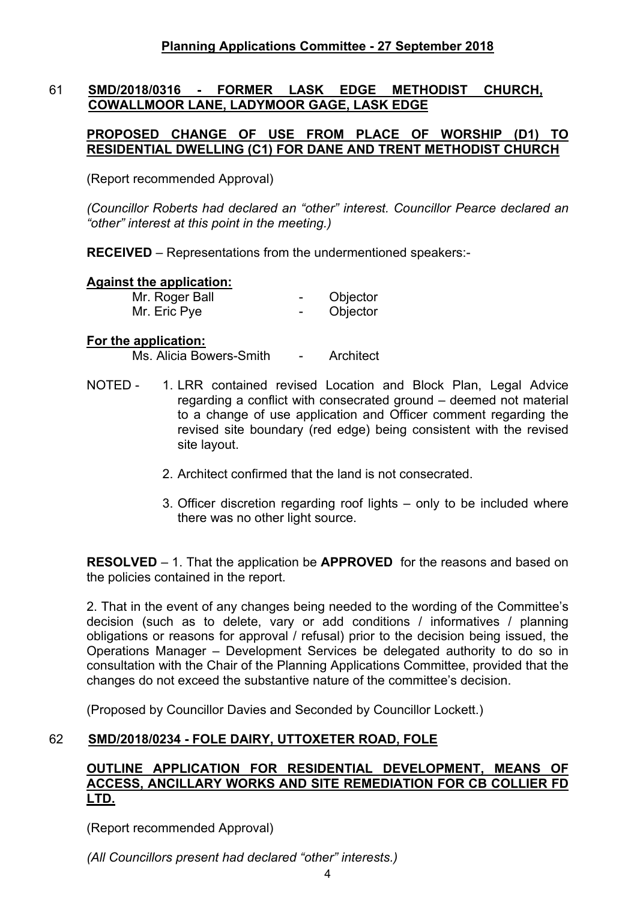**Planning Applications Committee - 27 September 2018**

61 **SMD/2018/0316 - FORMER LASK EDGE METHODIST CHURCH, COWALLMOOR LANE, LADYMOOR GAGE, LASK EDGE**

**PROPOSED CHANGE OF USE FROM PLACE OF WORSHIP (D1) TO RESIDENTIAL DWELLING (C1) FOR DANE AND TRENT METHODIST CHURCH**

(Report recommended Approval)

*(Councillor Roberts had declared an "other" interest. Councillor Pearce declared an "other" interest at this point in the meeting.)*

**RECEIVED** – Representations from the undermentioned speakers:-

**Against the application:**

Mr. Roger Ball - Objector
Mr. Eric Pye - Objector

**For the application:**

Ms. Alicia Bowers-Smith - Architect

NOTED -

1. LRR contained revised Location and Block Plan, Legal Advice regarding a conflict with consecrated ground – deemed not material to a change of use application and Officer comment regarding the revised site boundary (red edge) being consistent with the revised site layout.
2. Architect confirmed that the land is not consecrated.
3. Officer discretion regarding roof lights – only to be included where there was no other light source.

**RESOLVED** – 1. That the application be **APPROVED** for the reasons and based on the policies contained in the report.

2. That in the event of any changes being needed to the wording of the Committee's decision (such as to delete, vary or add conditions / informatives / planning obligations or reasons for approval / refusal) prior to the decision being issued, the Operations Manager – Development Services be delegated authority to do so in consultation with the Chair of the Planning Applications Committee, provided that the changes do not exceed the substantive nature of the committee's decision.

(Proposed by Councillor Davies and Seconded by Councillor Lockett.)

62 **SMD/2018/0234 - FOLE DAIRY, UTTOXETER ROAD, FOLE**

**OUTLINE APPLICATION FOR RESIDENTIAL DEVELOPMENT, MEANS OF ACCESS, ANCILLARY WORKS AND SITE REMEDIATION FOR CB COLLIER FD LTD.**

(Report recommended Approval)

*(All Councillors present had declared "other" interests.)*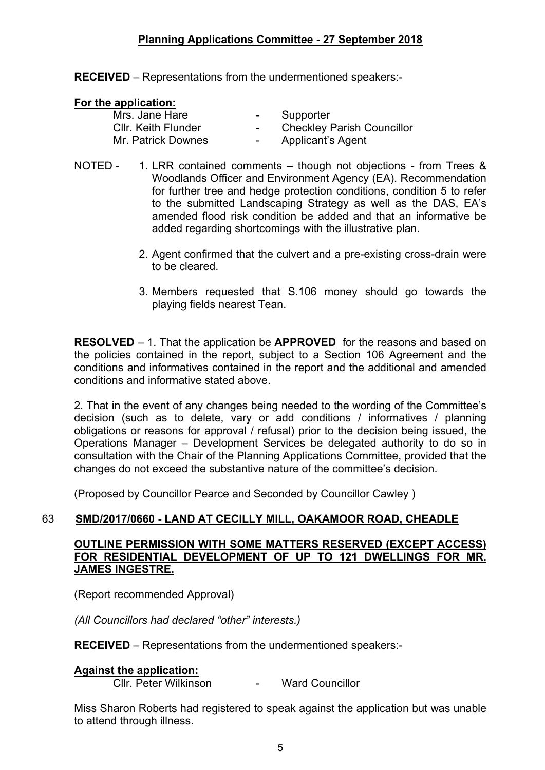**RECEIVED** – Representations from the undermentioned speakers:-

**For the application:**

Mrs. Jane Hare - Supporter
Cllr. Keith Flunder - Checkley Parish Councillor
Mr. Patrick Downes - Applicant's Agent

NOTED -

1. LRR contained comments – though not objections - from Trees & Woodlands Officer and Environment Agency (EA). Recommendation for further tree and hedge protection conditions, condition 5 to refer to the submitted Landscaping Strategy as well as the DAS, EA's amended flood risk condition be added and that an informative be added regarding shortcomings with the illustrative plan.
2. Agent confirmed that the culvert and a pre-existing cross-drain were to be cleared.
3. Members requested that S.106 money should go towards the playing fields nearest Tean.

**RESOLVED** – 1. That the application be **APPROVED** for the reasons and based on the policies contained in the report, subject to a Section 106 Agreement and the conditions and informatives contained in the report and the additional and amended conditions and informative stated above.

2. That in the event of any changes being needed to the wording of the Committee's decision (such as to delete, vary or add conditions / informatives / planning obligations or reasons for approval / refusal) prior to the decision being issued, the Operations Manager – Development Services be delegated authority to do so in consultation with the Chair of the Planning Applications Committee, provided that the changes do not exceed the substantive nature of the committee's decision.

(Proposed by Councillor Pearce and Seconded by Councillor Cawley )

## 63 SMD/2017/0660 - LAND AT CECILLY MILL, OAKAMOOR ROAD, CHEADLE

**OUTLINE PERMISSION WITH SOME MATTERS RESERVED (EXCEPT ACCESS) FOR RESIDENTIAL DEVELOPMENT OF UP TO 121 DWELLINGS FOR MR. JAMES INGESTRE.**

(Report recommended Approval)

*(All Councillors had declared "other" interests.)*

**RECEIVED** – Representations from the undermentioned speakers:-

**Against the application:**

Cllr. Peter Wilkinson - Ward Councillor

Miss Sharon Roberts had registered to speak against the application but was unable to attend through illness.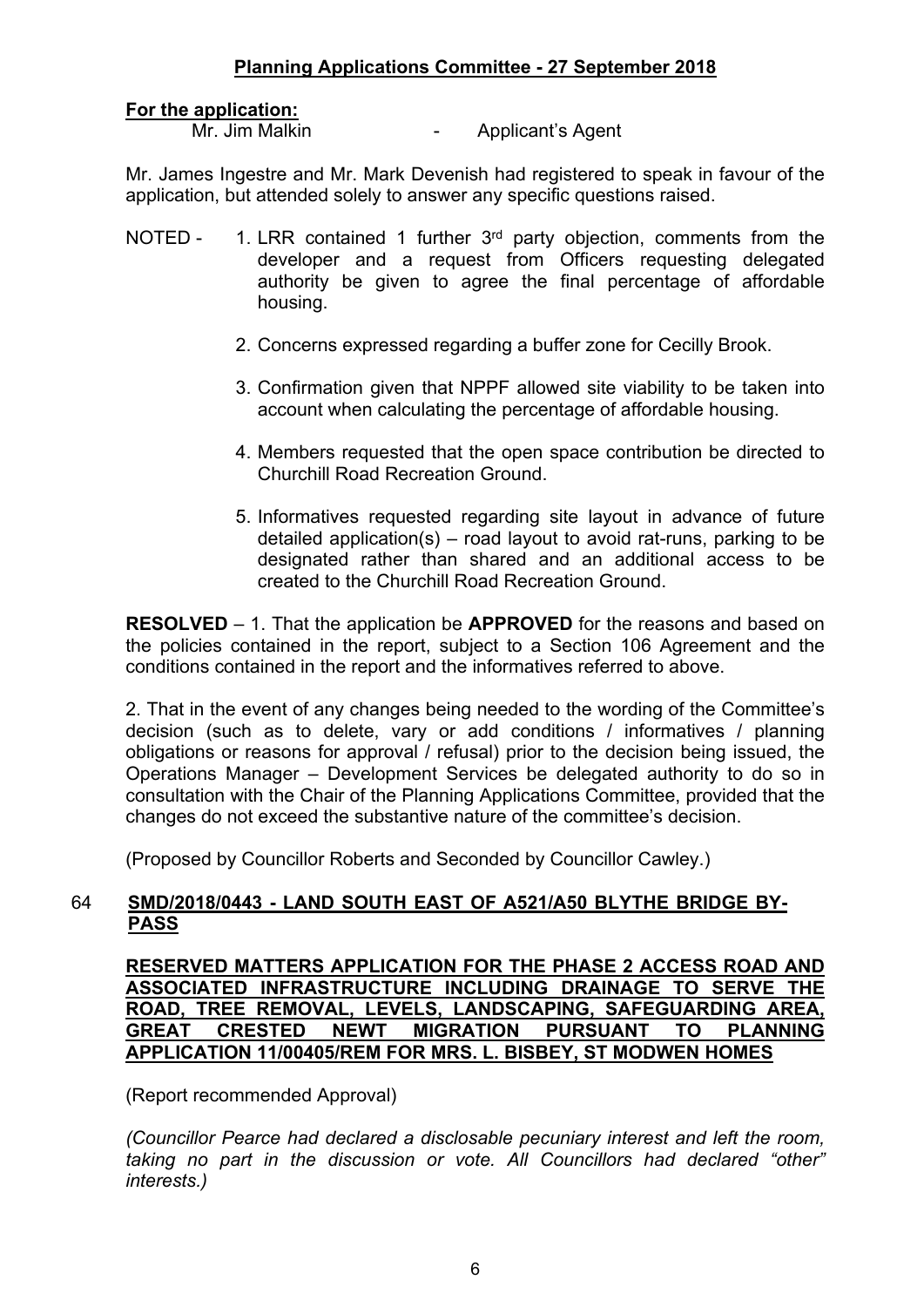**Planning Applications Committee - 27 September 2018**

**For the application:**

Mr. Jim Malkin - Applicant's Agent

Mr. James Ingestre and Mr. Mark Devenish had registered to speak in favour of the application, but attended solely to answer any specific questions raised.

NOTED -

1. LRR contained 1 further 3rd party objection, comments from the developer and a request from Officers requesting delegated authority be given to agree the final percentage of affordable housing.
2. Concerns expressed regarding a buffer zone for Cecilly Brook.
3. Confirmation given that NPPF allowed site viability to be taken into account when calculating the percentage of affordable housing.
4. Members requested that the open space contribution be directed to Churchill Road Recreation Ground.
5. Informatives requested regarding site layout in advance of future detailed application(s) – road layout to avoid rat-runs, parking to be designated rather than shared and an additional access to be created to the Churchill Road Recreation Ground.

**RESOLVED** – 1. That the application be **APPROVED** for the reasons and based on the policies contained in the report, subject to a Section 106 Agreement and the conditions contained in the report and the informatives referred to above.

2. That in the event of any changes being needed to the wording of the Committee's decision (such as to delete, vary or add conditions / informatives / planning obligations or reasons for approval / refusal) prior to the decision being issued, the Operations Manager – Development Services be delegated authority to do so in consultation with the Chair of the Planning Applications Committee, provided that the changes do not exceed the substantive nature of the committee's decision.

(Proposed by Councillor Roberts and Seconded by Councillor Cawley.)

## 64 SMD/2018/0443 - LAND SOUTH EAST OF A521/A50 BLYTHE BRIDGE BY-PASS

**RESERVED MATTERS APPLICATION FOR THE PHASE 2 ACCESS ROAD AND ASSOCIATED INFRASTRUCTURE INCLUDING DRAINAGE TO SERVE THE ROAD, TREE REMOVAL, LEVELS, LANDSCAPING, SAFEGUARDING AREA, GREAT CRESTED NEWT MIGRATION PURSUANT TO PLANNING APPLICATION 11/00405/REM FOR MRS. L. BISBEY, ST MODWEN HOMES**

(Report recommended Approval)

*(Councillor Pearce had declared a disclosable pecuniary interest and left the room, taking no part in the discussion or vote. All Councillors had declared "other" interests.)*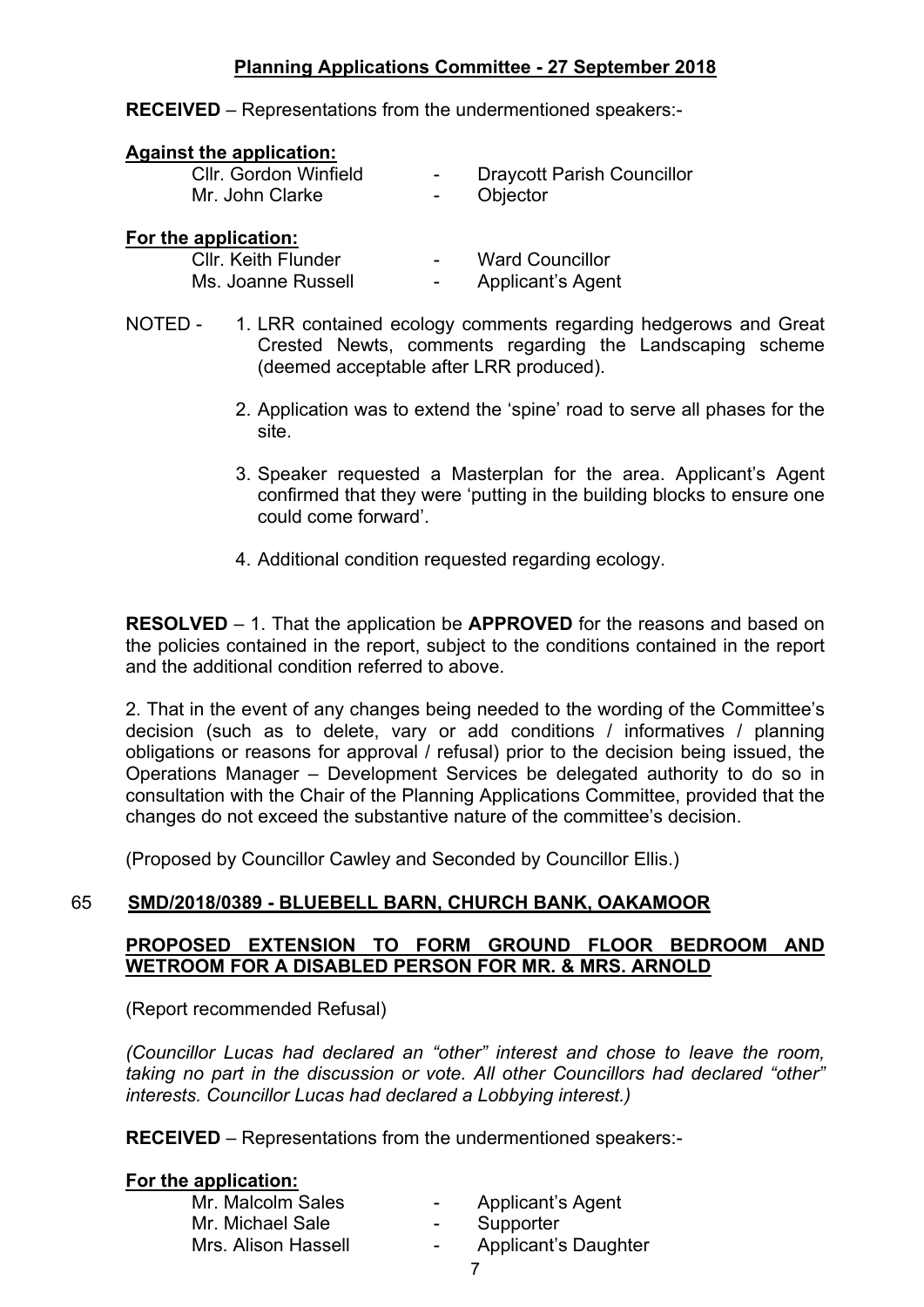## Planning Applications Committee - 27 September 2018

**RECEIVED** – Representations from the undermentioned speakers:-

**Against the application:**

| | | |
|---|---|---|
| Cllr. Gordon Winfield | - | Draycott Parish Councillor |
| Mr. John Clarke | - | Objector |

**For the application:**

| | | |
|---|---|---|
| Cllr. Keith Flunder | - | Ward Councillor |
| Ms. Joanne Russell | - | Applicant's Agent |

NOTED -

1. LRR contained ecology comments regarding hedgerows and Great Crested Newts, comments regarding the Landscaping scheme (deemed acceptable after LRR produced).
2. Application was to extend the 'spine' road to serve all phases for the site.
3. Speaker requested a Masterplan for the area. Applicant's Agent confirmed that they were 'putting in the building blocks to ensure one could come forward'.
4. Additional condition requested regarding ecology.

**RESOLVED** – 1. That the application be **APPROVED** for the reasons and based on the policies contained in the report, subject to the conditions contained in the report and the additional condition referred to above.

2. That in the event of any changes being needed to the wording of the Committee's decision (such as to delete, vary or add conditions / informatives / planning obligations or reasons for approval / refusal) prior to the decision being issued, the Operations Manager – Development Services be delegated authority to do so in consultation with the Chair of the Planning Applications Committee, provided that the changes do not exceed the substantive nature of the committee's decision.

(Proposed by Councillor Cawley and Seconded by Councillor Ellis.)

### 65 SMD/2018/0389 - BLUEBELL BARN, CHURCH BANK, OAKAMOOR

**PROPOSED EXTENSION TO FORM GROUND FLOOR BEDROOM AND WETROOM FOR A DISABLED PERSON FOR MR. & MRS. ARNOLD**

(Report recommended Refusal)

*(Councillor Lucas had declared an "other" interest and chose to leave the room, taking no part in the discussion or vote. All other Councillors had declared "other" interests. Councillor Lucas had declared a Lobbying interest.)*

**RECEIVED** – Representations from the undermentioned speakers:-

**For the application:**

| | | |
|---|---|---|
| Mr. Malcolm Sales | - | Applicant's Agent |
| Mr. Michael Sale | - | Supporter |
| Mrs. Alison Hassell | - | Applicant's Daughter |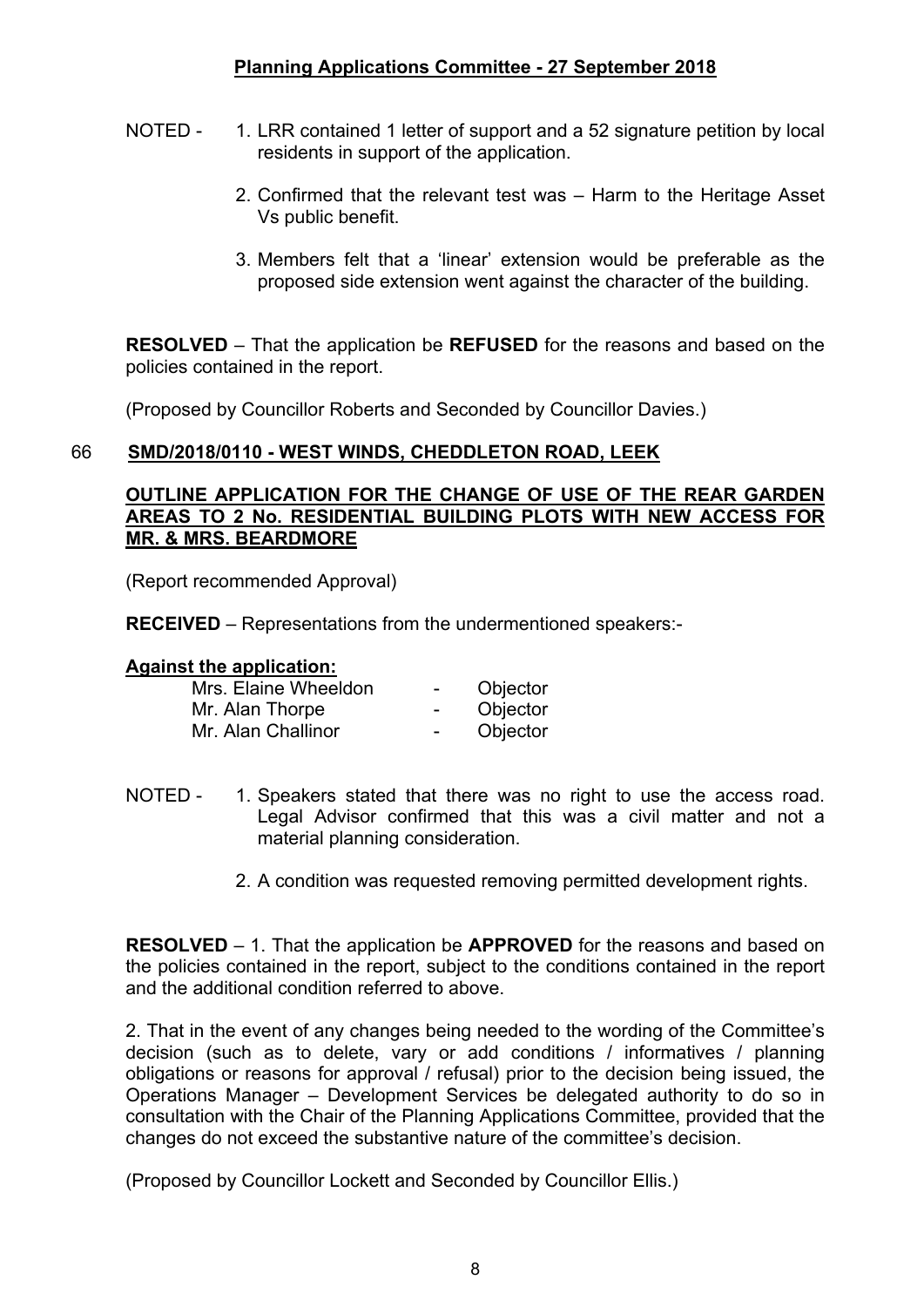NOTED -
1. LRR contained 1 letter of support and a 52 signature petition by local residents in support of the application.
2. Confirmed that the relevant test was – Harm to the Heritage Asset Vs public benefit.
3. Members felt that a 'linear' extension would be preferable as the proposed side extension went against the character of the building.

**RESOLVED** – That the application be **REFUSED** for the reasons and based on the policies contained in the report.

(Proposed by Councillor Roberts and Seconded by Councillor Davies.)

## 66 SMD/2018/0110 - WEST WINDS, CHEDDLETON ROAD, LEEK

### OUTLINE APPLICATION FOR THE CHANGE OF USE OF THE REAR GARDEN AREAS TO 2 No. RESIDENTIAL BUILDING PLOTS WITH NEW ACCESS FOR MR. & MRS. BEARDMORE

(Report recommended Approval)

**RECEIVED** – Representations from the undermentioned speakers:-

**Against the application:**

| | | |
|---|---|---|
| Mrs. Elaine Wheeldon | - | Objector |
| Mr. Alan Thorpe | - | Objector |
| Mr. Alan Challinor | - | Objector |

NOTED -
1. Speakers stated that there was no right to use the access road. Legal Advisor confirmed that this was a civil matter and not a material planning consideration.
2. A condition was requested removing permitted development rights.

**RESOLVED** – 1. That the application be **APPROVED** for the reasons and based on the policies contained in the report, subject to the conditions contained in the report and the additional condition referred to above.

2. That in the event of any changes being needed to the wording of the Committee's decision (such as to delete, vary or add conditions / informatives / planning obligations or reasons for approval / refusal) prior to the decision being issued, the Operations Manager – Development Services be delegated authority to do so in consultation with the Chair of the Planning Applications Committee, provided that the changes do not exceed the substantive nature of the committee's decision.

(Proposed by Councillor Lockett and Seconded by Councillor Ellis.)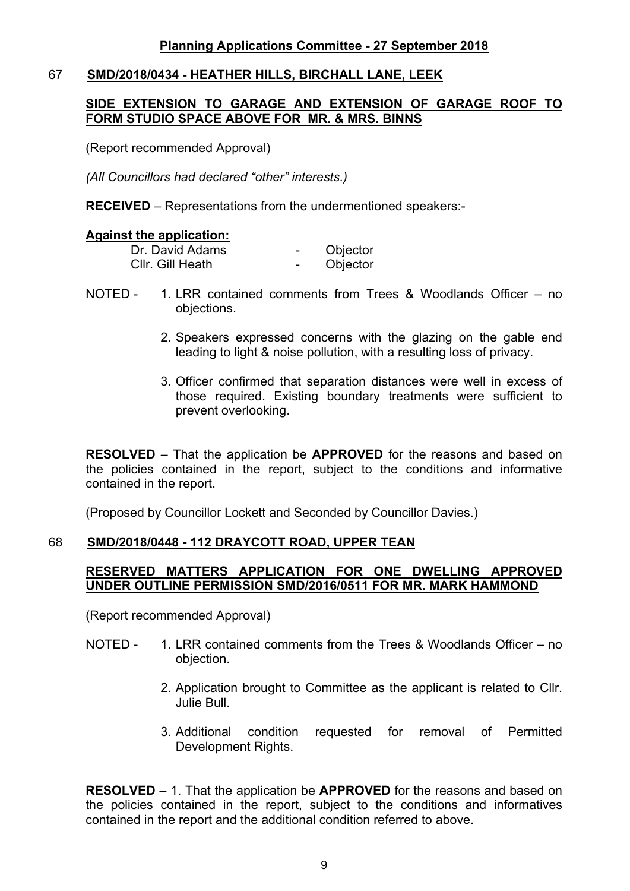**Planning Applications Committee - 27 September 2018**

## 67 SMD/2018/0434 - HEATHER HILLS, BIRCHALL LANE, LEEK

**SIDE EXTENSION TO GARAGE AND EXTENSION OF GARAGE ROOF TO FORM STUDIO SPACE ABOVE FOR MR. & MRS. BINNS**

(Report recommended Approval)

*(All Councillors had declared "other" interests.)*

**RECEIVED** – Representations from the undermentioned speakers:-

**Against the application:**

| | | |
|---|---|---|
| Dr. David Adams | - | Objector |
| Cllr. Gill Heath | - | Objector |

NOTED -

1. LRR contained comments from Trees & Woodlands Officer – no objections.
2. Speakers expressed concerns with the glazing on the gable end leading to light & noise pollution, with a resulting loss of privacy.
3. Officer confirmed that separation distances were well in excess of those required. Existing boundary treatments were sufficient to prevent overlooking.

**RESOLVED** – That the application be **APPROVED** for the reasons and based on the policies contained in the report, subject to the conditions and informative contained in the report.

(Proposed by Councillor Lockett and Seconded by Councillor Davies.)

## 68 SMD/2018/0448 - 112 DRAYCOTT ROAD, UPPER TEAN

**RESERVED MATTERS APPLICATION FOR ONE DWELLING APPROVED UNDER OUTLINE PERMISSION SMD/2016/0511 FOR MR. MARK HAMMOND**

(Report recommended Approval)

NOTED -

1. LRR contained comments from the Trees & Woodlands Officer – no objection.
2. Application brought to Committee as the applicant is related to Cllr. Julie Bull.
3. Additional condition requested for removal of Permitted Development Rights.

**RESOLVED** – 1. That the application be **APPROVED** for the reasons and based on the policies contained in the report, subject to the conditions and informatives contained in the report and the additional condition referred to above.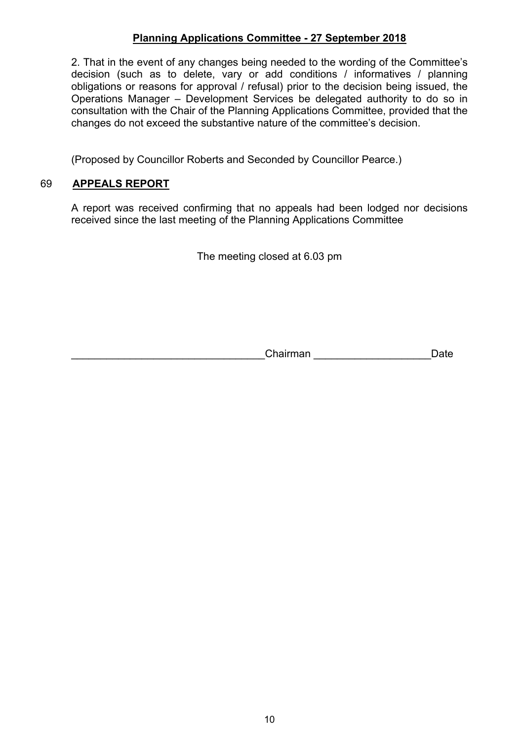2. That in the event of any changes being needed to the wording of the Committee's decision (such as to delete, vary or add conditions / informatives / planning obligations or reasons for approval / refusal) prior to the decision being issued, the Operations Manager – Development Services be delegated authority to do so in consultation with the Chair of the Planning Applications Committee, provided that the changes do not exceed the substantive nature of the committee's decision.

(Proposed by Councillor Roberts and Seconded by Councillor Pearce.)

## 69 APPEALS REPORT

A report was received confirming that no appeals had been lodged nor decisions received since the last meeting of the Planning Applications Committee

The meeting closed at 6.03 pm

________________________________Chairman ___________________Date